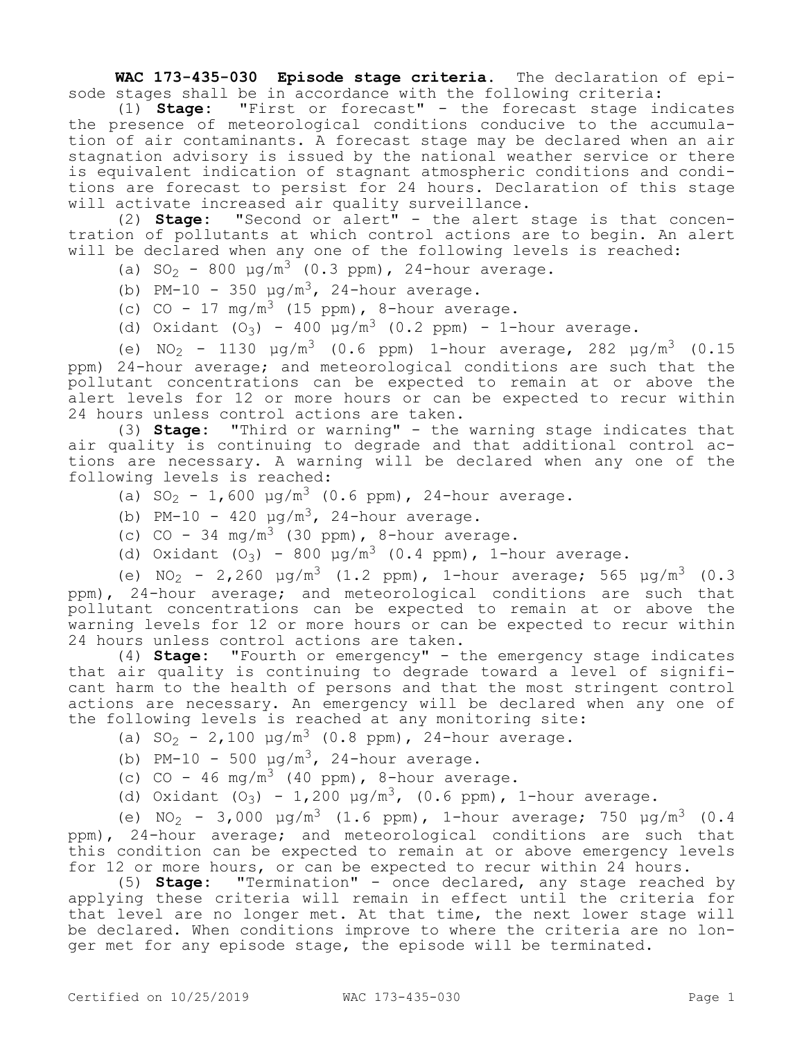**WAC 173-435-030 Episode stage criteria.** The declaration of episode stages shall be in accordance with the following criteria:

(1) **Stage**: "First or forecast" - the forecast stage indicates the presence of meteorological conditions conducive to the accumulation of air contaminants. A forecast stage may be declared when an air stagnation advisory is issued by the national weather service or there is equivalent indication of stagnant atmospheric conditions and conditions are forecast to persist for 24 hours. Declaration of this stage will activate increased air quality surveillance.

(2) **Stage**: "Second or alert" - the alert stage is that concentration of pollutants at which control actions are to begin. An alert will be declared when any one of the following levels is reached:

(a) $SO_2$ - 800 $\mu g/m^3$ (0.3 ppm), 24-hour average.

(b) PM-10 - 350 $\mu g/m^3$, 24-hour average.

(c) CO - 17 $mg/m^3$ (15 ppm), 8-hour average.

(d) Oxidant ($O_3$) - 400 $\mu g/m^3$ (0.2 ppm) - 1-hour average.

(e) $NO_2$ - 1130 $\mu g/m^3$ (0.6 ppm) 1-hour average, 282 $\mu g/m^3$ (0.15 ppm) 24-hour average; and meteorological conditions are such that the pollutant concentrations can be expected to remain at or above the alert levels for 12 or more hours or can be expected to recur within 24 hours unless control actions are taken.

(3) **Stage**: "Third or warning" - the warning stage indicates that air quality is continuing to degrade and that additional control actions are necessary. A warning will be declared when any one of the following levels is reached:

(a) $SO_2$ - 1,600 $\mu g/m^3$ (0.6 ppm), 24-hour average.

(b) PM-10 - 420 $\mu g/m^3$, 24-hour average.

(c) CO - 34 $mg/m^3$ (30 ppm), 8-hour average.

(d) Oxidant ($O_3$) - 800 $\mu g/m^3$ (0.4 ppm), 1-hour average.

(e) $NO_2$ - 2,260 $\mu g/m^3$ (1.2 ppm), 1-hour average; 565 $\mu g/m^3$ (0.3 ppm), 24-hour average; and meteorological conditions are such that pollutant concentrations can be expected to remain at or above the warning levels for 12 or more hours or can be expected to recur within 24 hours unless control actions are taken.

(4) **Stage**: "Fourth or emergency" - the emergency stage indicates that air quality is continuing to degrade toward a level of significant harm to the health of persons and that the most stringent control actions are necessary. An emergency will be declared when any one of the following levels is reached at any monitoring site:

(a) $SO_2$ - 2,100 $\mu g/m^3$ (0.8 ppm), 24-hour average.

(b) PM-10 - 500 $\mu g/m^3$, 24-hour average.

(c) CO - 46 $mg/m^3$ (40 ppm), 8-hour average.

(d) Oxidant ($O_3$) - 1,200 $\mu g/m^3$, (0.6 ppm), 1-hour average.

(e) $NO_2$ - 3,000 $\mu g/m^3$ (1.6 ppm), 1-hour average; 750 $\mu g/m^3$ (0.4 ppm), 24-hour average; and meteorological conditions are such that this condition can be expected to remain at or above emergency levels for 12 or more hours, or can be expected to recur within 24 hours.

(5) **Stage**: "Termination" - once declared, any stage reached by applying these criteria will remain in effect until the criteria for that level are no longer met. At that time, the next lower stage will be declared. When conditions improve to where the criteria are no longer met for any episode stage, the episode will be terminated.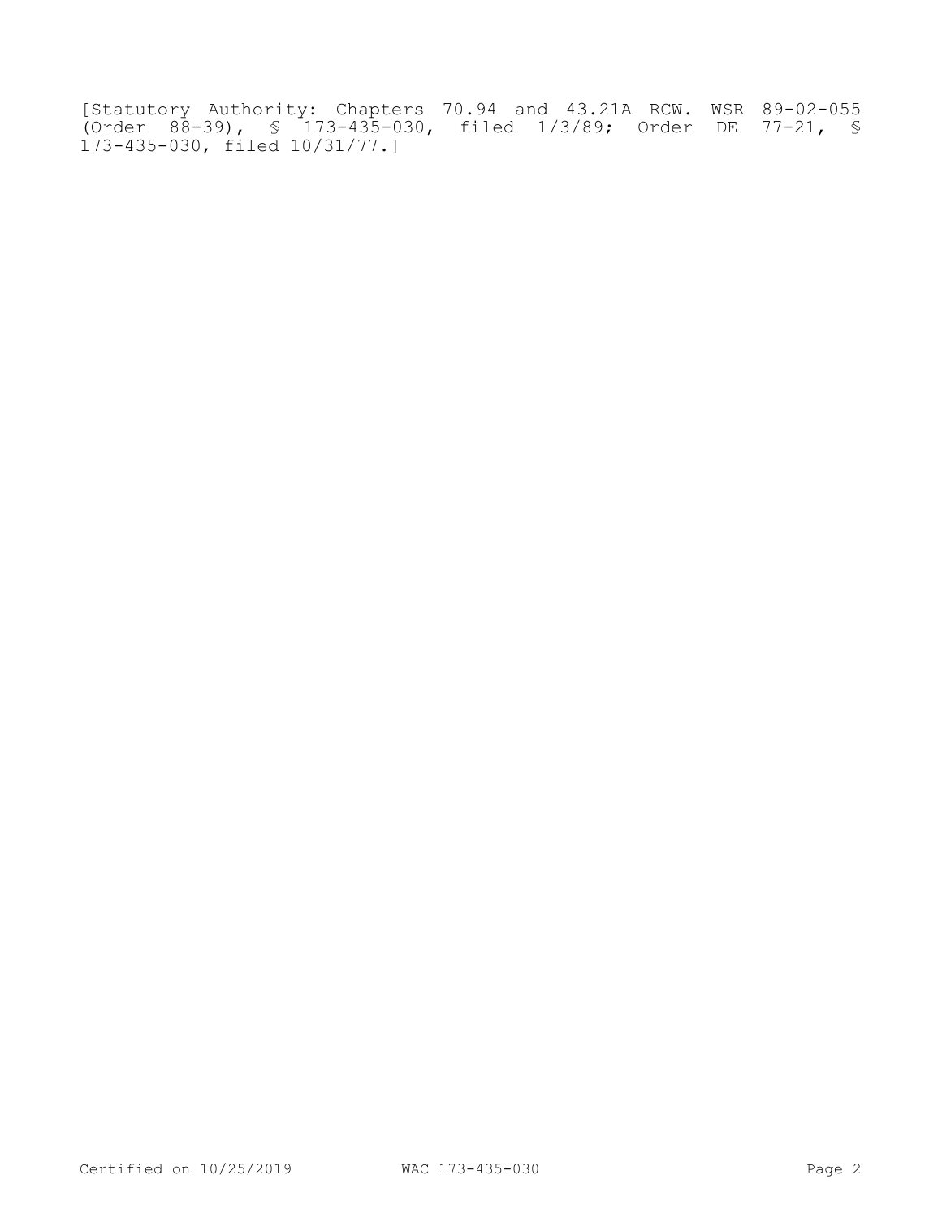[Statutory Authority: Chapters 70.94 and 43.21A RCW. WSR 89-02-055 (Order 88-39), § 173-435-030, filed 1/3/89; Order DE 77-21, § 173-435-030, filed 10/31/77.]